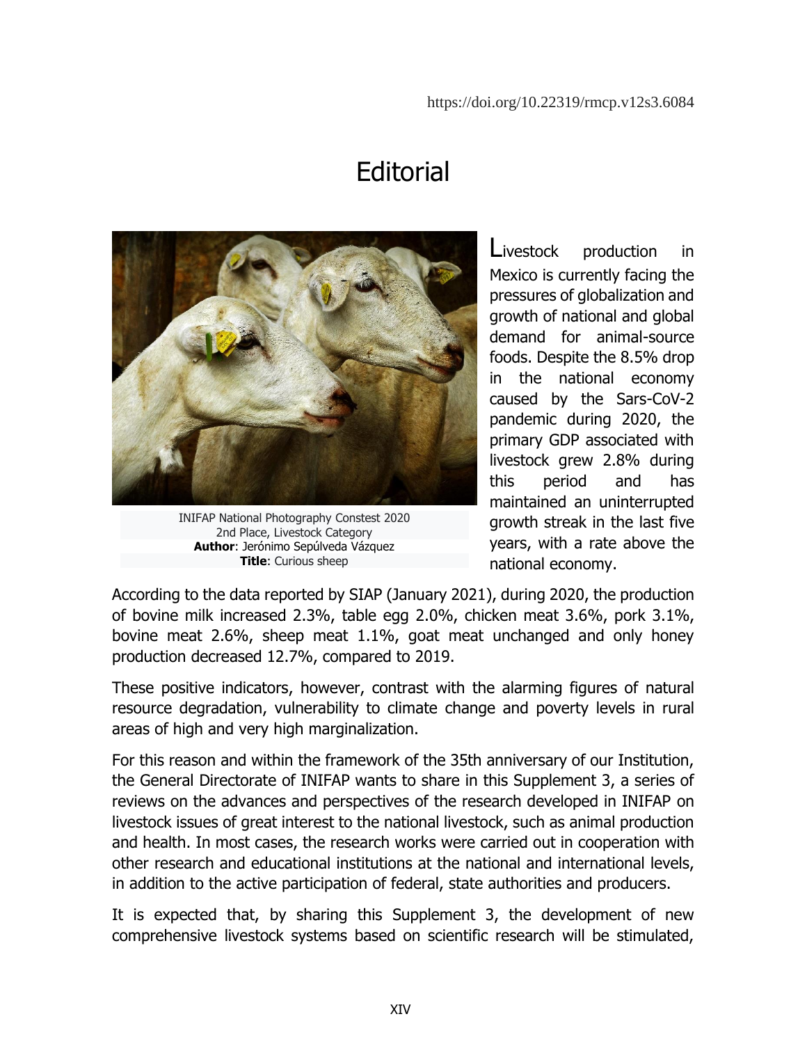https://doi.org/10.22319/rmcp.v12s3.6084

# Editorial

INIFAP National Photography Constest 2020
2nd Place, Livestock Category
**Author**: Jerónimo Sepúlveda Vázquez
**Title**: Curious sheep

Livestock production in Mexico is currently facing the pressures of globalization and growth of national and global demand for animal-source foods. Despite the 8.5% drop in the national economy caused by the Sars-CoV-2 pandemic during 2020, the primary GDP associated with livestock grew 2.8% during this period and has maintained an uninterrupted growth streak in the last five years, with a rate above the national economy.

According to the data reported by SIAP (January 2021), during 2020, the production of bovine milk increased 2.3%, table egg 2.0%, chicken meat 3.6%, pork 3.1%, bovine meat 2.6%, sheep meat 1.1%, goat meat unchanged and only honey production decreased 12.7%, compared to 2019.

These positive indicators, however, contrast with the alarming figures of natural resource degradation, vulnerability to climate change and poverty levels in rural areas of high and very high marginalization.

For this reason and within the framework of the 35th anniversary of our Institution, the General Directorate of INIFAP wants to share in this Supplement 3, a series of reviews on the advances and perspectives of the research developed in INIFAP on livestock issues of great interest to the national livestock, such as animal production and health. In most cases, the research works were carried out in cooperation with other research and educational institutions at the national and international levels, in addition to the active participation of federal, state authorities and producers.

It is expected that, by sharing this Supplement 3, the development of new comprehensive livestock systems based on scientific research will be stimulated,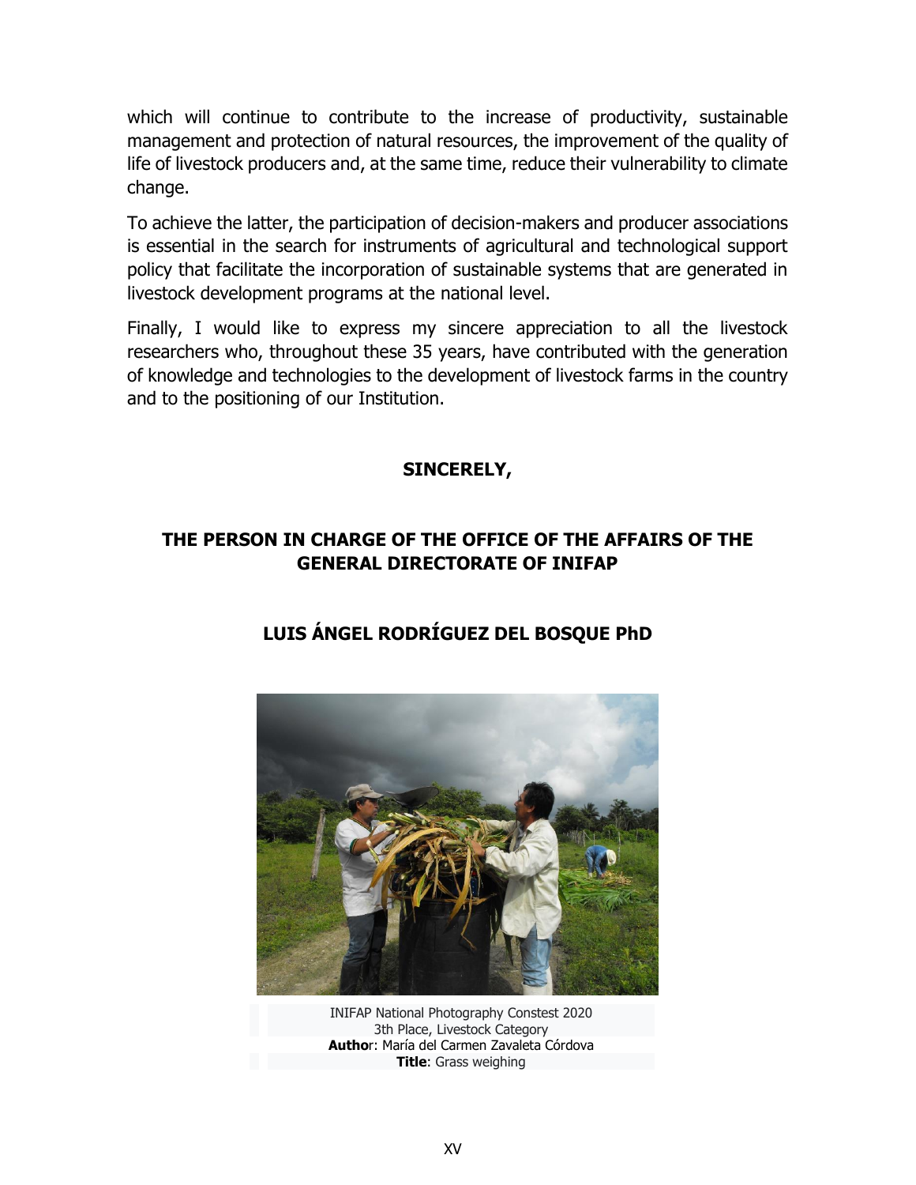which will continue to contribute to the increase of productivity, sustainable management and protection of natural resources, the improvement of the quality of life of livestock producers and, at the same time, reduce their vulnerability to climate change.

To achieve the latter, the participation of decision-makers and producer associations is essential in the search for instruments of agricultural and technological support policy that facilitate the incorporation of sustainable systems that are generated in livestock development programs at the national level.

Finally, I would like to express my sincere appreciation to all the livestock researchers who, throughout these 35 years, have contributed with the generation of knowledge and technologies to the development of livestock farms in the country and to the positioning of our Institution.

**SINCERELY,**

**THE PERSON IN CHARGE OF THE OFFICE OF THE AFFAIRS OF THE GENERAL DIRECTORATE OF INIFAP**

**LUIS ÁNGEL RODRÍGUEZ DEL BOSQUE PhD**

INIFAP National Photography Constest 2020
3th Place, Livestock Category
**Autho**r: María del Carmen Zavaleta Córdova
**Title**: Grass weighing